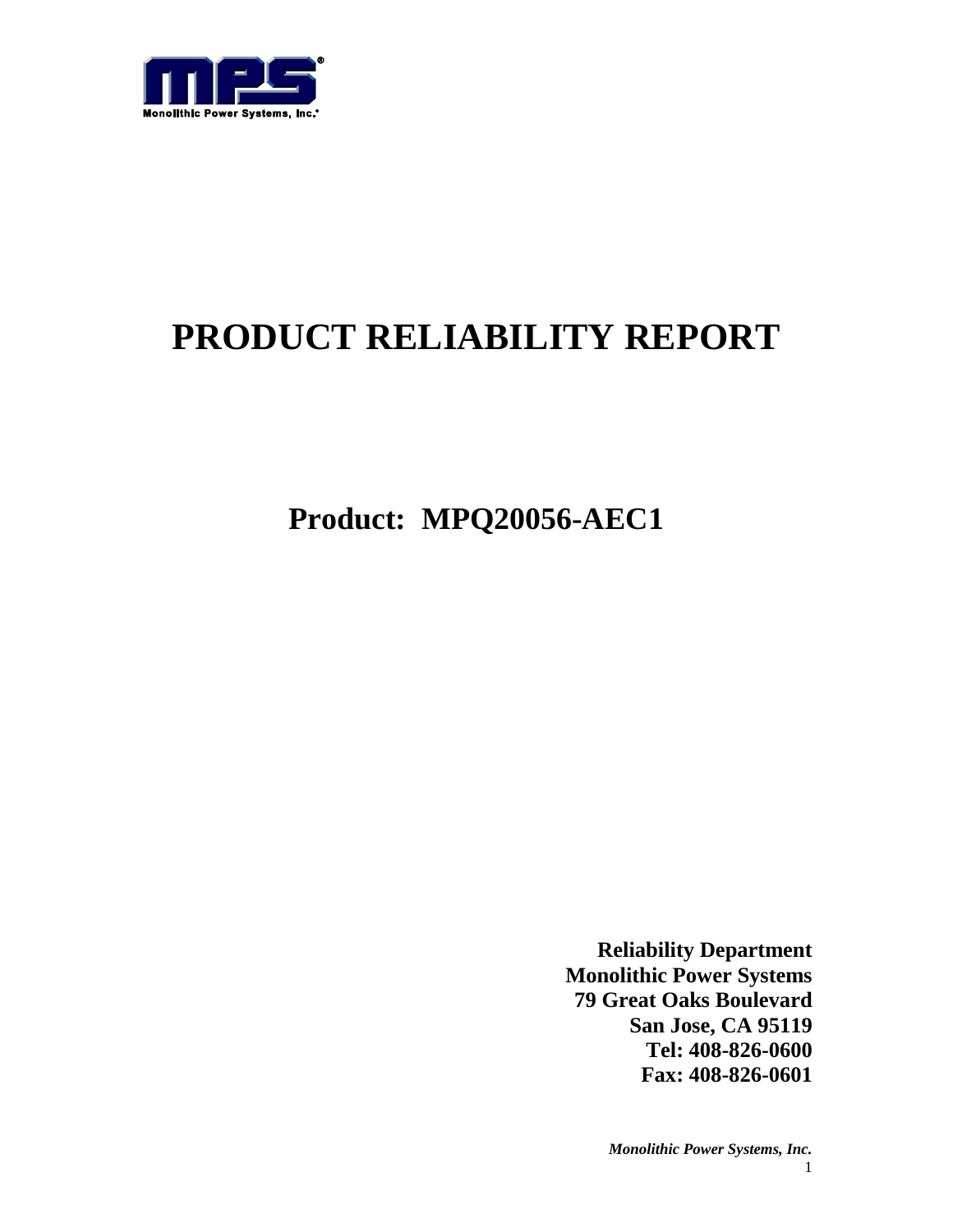# PRODUCT RELIABILITY REPORT

## Product: MPQ20056-AEC1

**Reliability Department**
**Monolithic Power Systems**
**79 Great Oaks Boulevard**
**San Jose, CA 95119**
**Tel: 408-826-0600**
**Fax: 408-826-0601**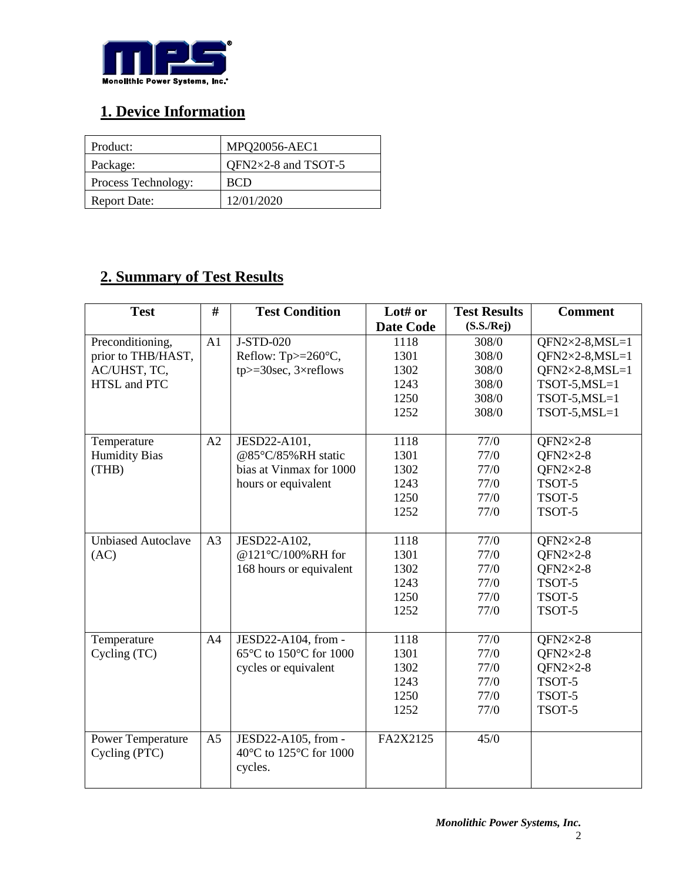## 1. Device Information

| Product: | MPQ20056-AEC1 |
|---|---|
| Package: | QFN2×2-8 and TSOT-5 |
| Process Technology: | BCD |
| Report Date: | 12/01/2020 |

## 2. Summary of Test Results

| Test | # | Test Condition | Lot# or Date Code | Test Results (S.S./Rej) | Comment |
|---|---|---|---|---|---|
| Preconditioning, prior to THB/HAST, AC/UHST, TC, HTSL and PTC | A1 | J-STD-020 Reflow: Tp>=260°C, tp>=30sec, 3×reflows | 1118<br>1301<br>1302<br>1243<br>1250<br>1252 | 308/0<br>308/0<br>308/0<br>308/0<br>308/0<br>308/0 | QFN2×2-8,MSL=1<br>QFN2×2-8,MSL=1<br>QFN2×2-8,MSL=1<br>TSOT-5,MSL=1<br>TSOT-5,MSL=1<br>TSOT-5,MSL=1 |
| Temperature Humidity Bias (THB) | A2 | JESD22-A101, @85°C/85%RH static bias at Vinmax for 1000 hours or equivalent | 1118<br>1301<br>1302<br>1243<br>1250<br>1252 | 77/0<br>77/0<br>77/0<br>77/0<br>77/0<br>77/0 | QFN2×2-8<br>QFN2×2-8<br>QFN2×2-8<br>TSOT-5<br>TSOT-5<br>TSOT-5 |
| Unbiased Autoclave (AC) | A3 | JESD22-A102, @121°C/100%RH for 168 hours or equivalent | 1118<br>1301<br>1302<br>1243<br>1250<br>1252 | 77/0<br>77/0<br>77/0<br>77/0<br>77/0<br>77/0 | QFN2×2-8<br>QFN2×2-8<br>QFN2×2-8<br>TSOT-5<br>TSOT-5<br>TSOT-5 |
| Temperature Cycling (TC) | A4 | JESD22-A104, from -65°C to 150°C for 1000 cycles or equivalent | 1118<br>1301<br>1302<br>1243<br>1250<br>1252 | 77/0<br>77/0<br>77/0<br>77/0<br>77/0<br>77/0 | QFN2×2-8<br>QFN2×2-8<br>QFN2×2-8<br>TSOT-5<br>TSOT-5<br>TSOT-5 |
| Power Temperature Cycling (PTC) | A5 | JESD22-A105, from -40°C to 125°C for 1000 cycles. | FA2X2125 | 45/0 | |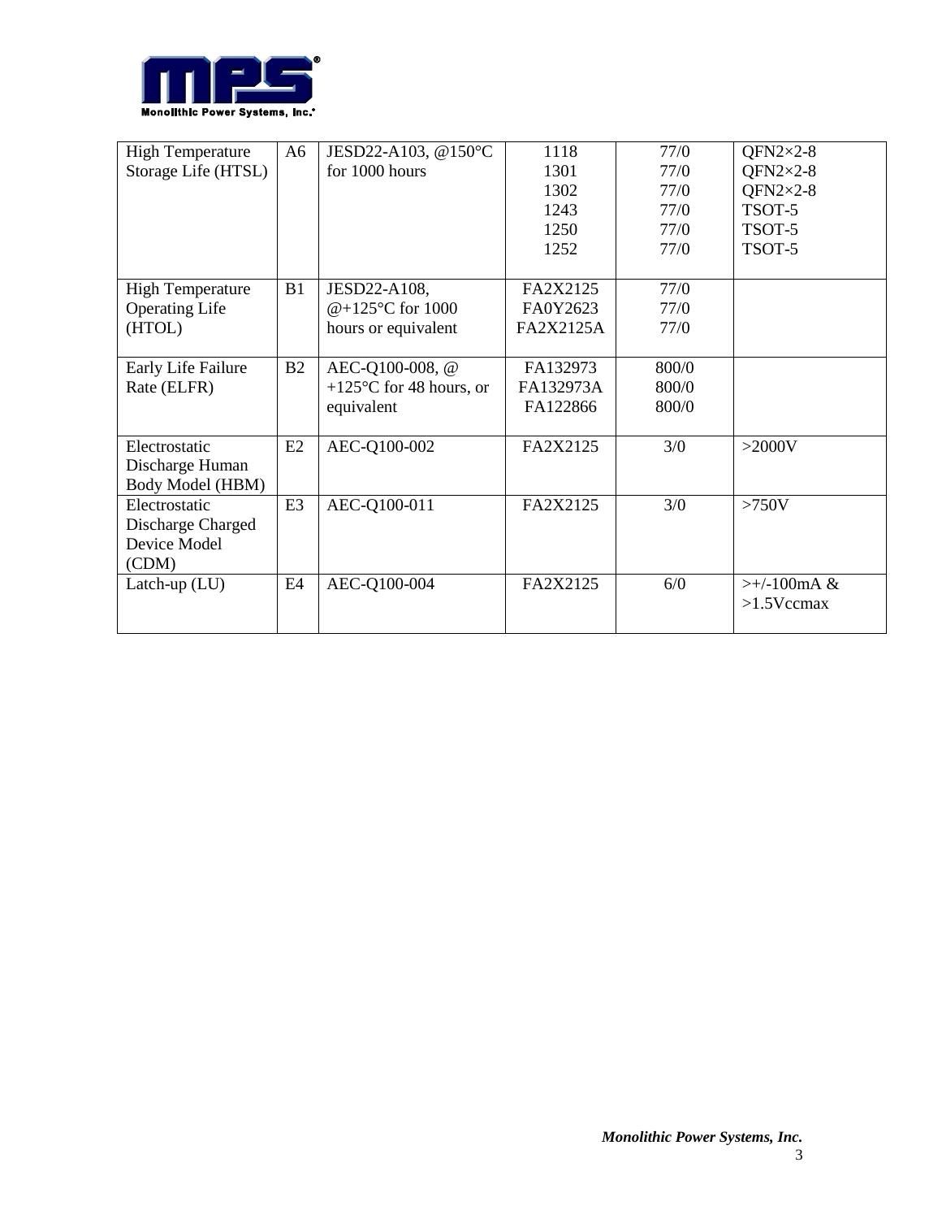| High Temperature Storage Life (HTSL) | A6 | JESD22-A103, @150°C for 1000 hours | 1118<br>1301<br>1302<br>1243<br>1250<br>1252 | 77/0<br>77/0<br>77/0<br>77/0<br>77/0<br>77/0 | QFN2×2-8<br>QFN2×2-8<br>QFN2×2-8<br>TSOT-5<br>TSOT-5<br>TSOT-5 |
|---|---|---|---|---|---|
| High Temperature Operating Life (HTOL) | B1 | JESD22-A108, @+125°C for 1000 hours or equivalent | FA2X2125<br>FA0Y2623<br>FA2X2125A | 77/0<br>77/0<br>77/0 | |
| Early Life Failure Rate (ELFR) | B2 | AEC-Q100-008, @ +125°C for 48 hours, or equivalent | FA132973<br>FA132973A<br>FA122866 | 800/0<br>800/0<br>800/0 | |
| Electrostatic Discharge Human Body Model (HBM) | E2 | AEC-Q100-002 | FA2X2125 | 3/0 | >2000V |
| Electrostatic Discharge Charged Device Model (CDM) | E3 | AEC-Q100-011 | FA2X2125 | 3/0 | >750V |
| Latch-up (LU) | E4 | AEC-Q100-004 | FA2X2125 | 6/0 | >+/-100mA & >1.5Vccmax |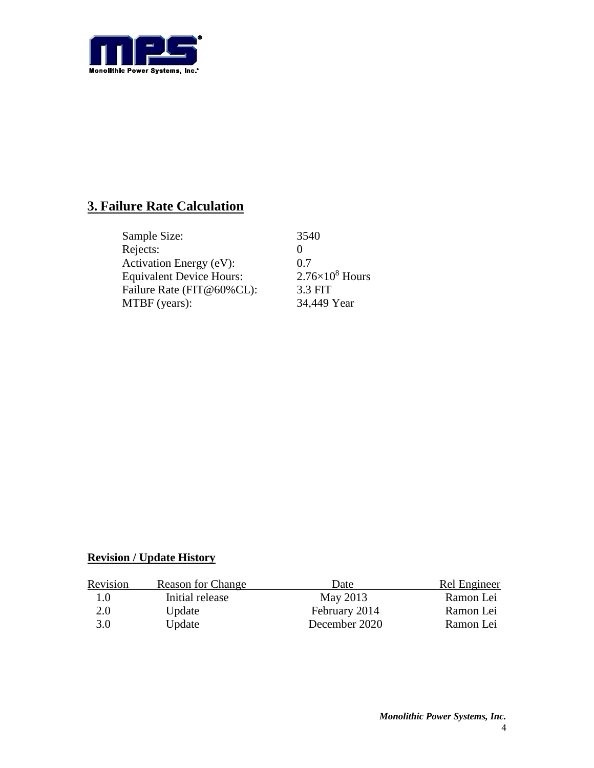## 3. Failure Rate Calculation

| | |
|---|---|
| Sample Size: | 3540 |
| Rejects: | 0 |
| Activation Energy (eV): | 0.7 |
| Equivalent Device Hours: | $2.76\times10^8$ Hours |
| Failure Rate (FIT@60%CL): | 3.3 FIT |
| MTBF (years): | 34,449 Year |

**Revision / Update History**

| Revision | Reason for Change | Date | Rel Engineer |
|---|---|---|---|
| 1.0 | Initial release | May 2013 | Ramon Lei |
| 2.0 | Update | February 2014 | Ramon Lei |
| 3.0 | Update | December 2020 | Ramon Lei |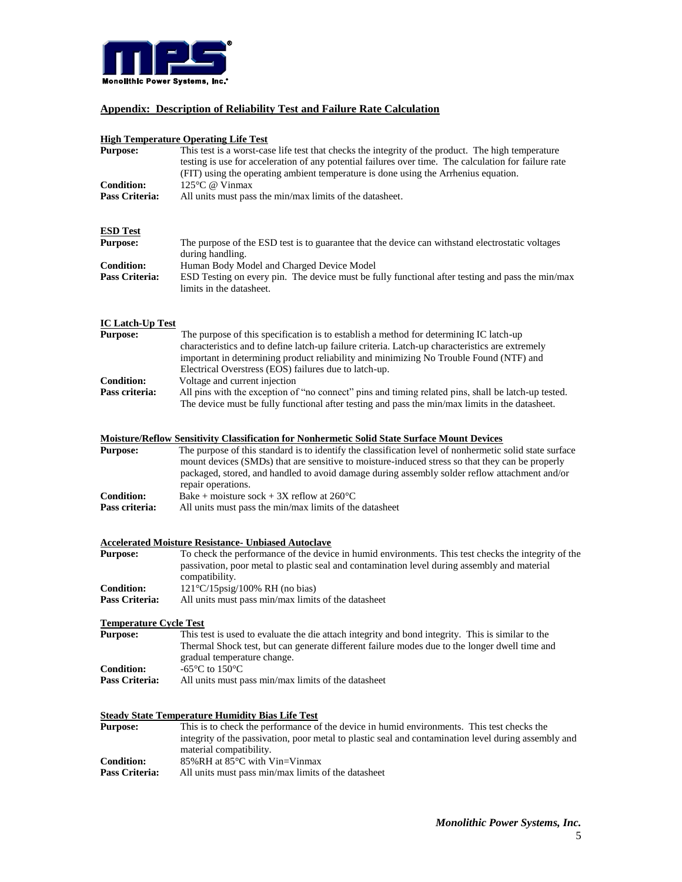## Appendix: Description of Reliability Test and Failure Rate Calculation

### High Temperature Operating Life Test

**Purpose:** This test is a worst-case life test that checks the integrity of the product. The high temperature testing is use for acceleration of any potential failures over time. The calculation for failure rate (FIT) using the operating ambient temperature is done using the Arrhenius equation.

**Condition:** 125°C @ Vinmax

**Pass Criteria:** All units must pass the min/max limits of the datasheet.

### ESD Test

**Purpose:** The purpose of the ESD test is to guarantee that the device can withstand electrostatic voltages during handling.

**Condition:** Human Body Model and Charged Device Model

**Pass Criteria:** ESD Testing on every pin. The device must be fully functional after testing and pass the min/max limits in the datasheet.

### IC Latch-Up Test

**Purpose:** The purpose of this specification is to establish a method for determining IC latch-up characteristics and to define latch-up failure criteria. Latch-up characteristics are extremely important in determining product reliability and minimizing No Trouble Found (NTF) and Electrical Overstress (EOS) failures due to latch-up.

**Condition:** Voltage and current injection

**Pass criteria:** All pins with the exception of "no connect" pins and timing related pins, shall be latch-up tested. The device must be fully functional after testing and pass the min/max limits in the datasheet.

### Moisture/Reflow Sensitivity Classification for Nonhermetic Solid State Surface Mount Devices

**Purpose:** The purpose of this standard is to identify the classification level of nonhermetic solid state surface mount devices (SMDs) that are sensitive to moisture-induced stress so that they can be properly packaged, stored, and handled to avoid damage during assembly solder reflow attachment and/or repair operations.

**Condition:** Bake + moisture sock + 3X reflow at 260°C

**Pass criteria:** All units must pass the min/max limits of the datasheet

### Accelerated Moisture Resistance- Unbiased Autoclave

**Purpose:** To check the performance of the device in humid environments. This test checks the integrity of the passivation, poor metal to plastic seal and contamination level during assembly and material compatibility.

**Condition:** 121°C/15psig/100% RH (no bias)

**Pass Criteria:** All units must pass min/max limits of the datasheet

### Temperature Cycle Test

**Purpose:** This test is used to evaluate the die attach integrity and bond integrity. This is similar to the Thermal Shock test, but can generate different failure modes due to the longer dwell time and gradual temperature change.

**Condition:** -65°C to 150°C

**Pass Criteria:** All units must pass min/max limits of the datasheet

### Steady State Temperature Humidity Bias Life Test

**Purpose:** This is to check the performance of the device in humid environments. This test checks the integrity of the passivation, poor metal to plastic seal and contamination level during assembly and material compatibility.

**Condition:** 85%RH at 85°C with Vin=Vinmax

**Pass Criteria:** All units must pass min/max limits of the datasheet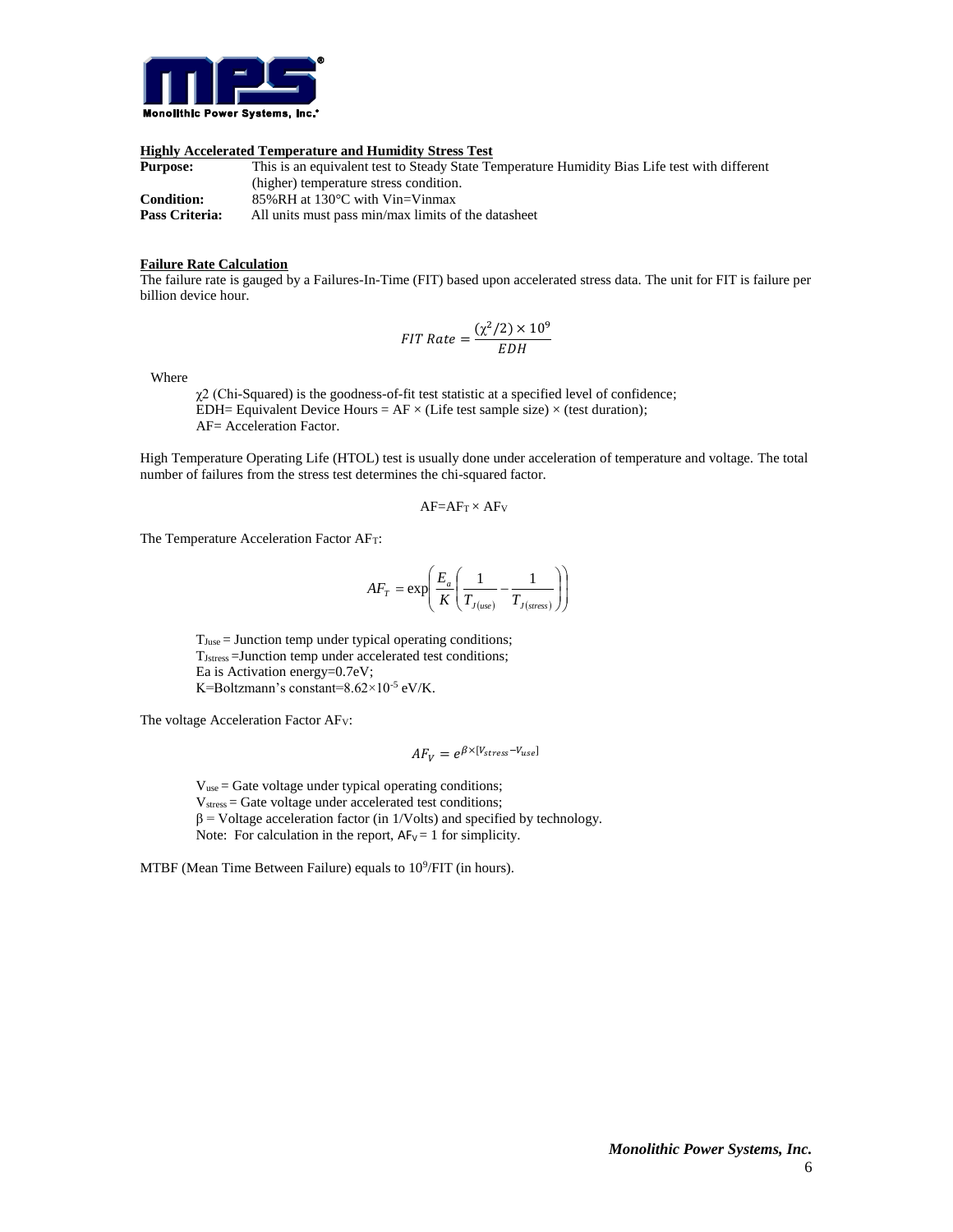**Highly Accelerated Temperature and Humidity Stress Test**

**Purpose:** This is an equivalent test to Steady State Temperature Humidity Bias Life test with different (higher) temperature stress condition.

**Condition:** 85%RH at 130°C with Vin=Vinmax

**Pass Criteria:** All units must pass min/max limits of the datasheet

**Failure Rate Calculation**

The failure rate is gauged by a Failures-In-Time (FIT) based upon accelerated stress data. The unit for FIT is failure per billion device hour.

$$FIT\ Rate = \frac{(\chi^2/2) \times 10^9}{EDH}$$

Where

$\chi 2$ (Chi-Squared) is the goodness-of-fit test statistic at a specified level of confidence;
EDH= Equivalent Device Hours = AF × (Life test sample size) × (test duration);
AF= Acceleration Factor.

High Temperature Operating Life (HTOL) test is usually done under acceleration of temperature and voltage. The total number of failures from the stress test determines the chi-squared factor.

$$AF = AF_T \times AF_V$$

The Temperature Acceleration Factor $AF_T$:

$$AF_T = \exp\left(\frac{E_a}{K}\left(\frac{1}{T_{J(use)}} - \frac{1}{T_{J(stress)}}\right)\right)$$

$T_{Juse}$ = Junction temp under typical operating conditions;
$T_{Jstress}$ =Junction temp under accelerated test conditions;
Ea is Activation energy=0.7eV;
K=Boltzmann's constant=$8.62 \times 10^{-5}$ eV/K.

The voltage Acceleration Factor $AF_V$:

$$AF_V = e^{\beta \times [V_{stress} - V_{use}]}$$

$V_{use}$ = Gate voltage under typical operating conditions;
$V_{stress}$ = Gate voltage under accelerated test conditions;
$\beta$ = Voltage acceleration factor (in 1/Volts) and specified by technology.
Note: For calculation in the report, $AF_V = 1$ for simplicity.

MTBF (Mean Time Between Failure) equals to $10^9$/FIT (in hours).